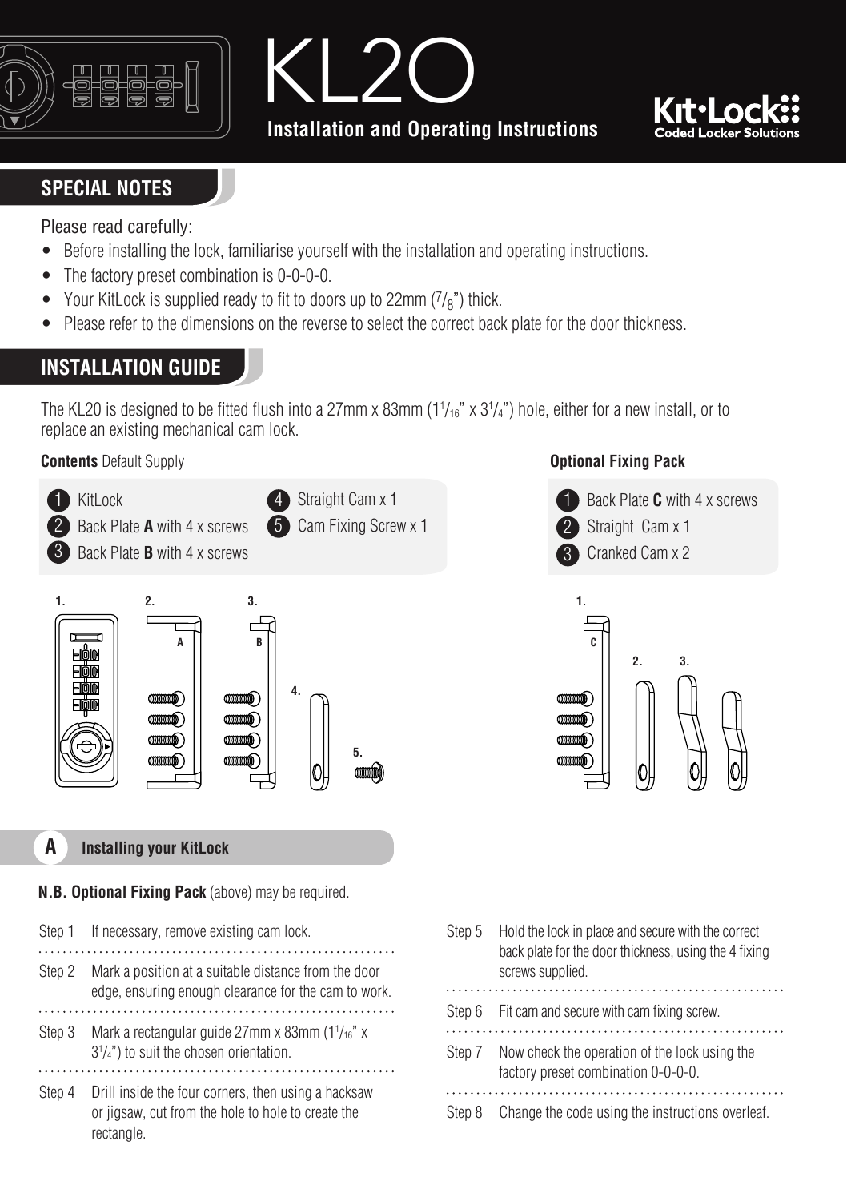# KL20

## Installation and Operating Instructions

Kit·Lock — Coded Locker Solutions

## SPECIAL NOTES

Please read carefully:

- Before installing the lock, familiarise yourself with the installation and operating instructions.
- The factory preset combination is 0-0-0-0.
- Your KitLock is supplied ready to fit to doors up to 22mm (7/8") thick.
- Please refer to the dimensions on the reverse to select the correct back plate for the door thickness.

## INSTALLATION GUIDE

The KL20 is designed to be fitted flush into a 27mm x 83mm (1 1/16" x 3 1/4") hole, either for a new install, or to replace an existing mechanical cam lock.

**Contents** Default Supply

1. KitLock
2. Back Plate **A** with 4 x screws
3. Back Plate **B** with 4 x screws
4. Straight Cam x 1
5. Cam Fixing Screw x 1

**Optional Fixing Pack**

1. Back Plate **C** with 4 x screws
2. Straight Cam x 1
3. Cranked Cam x 2

### A Installing your KitLock

**N.B. Optional Fixing Pack** (above) may be required.

Step 1 If necessary, remove existing cam lock.

Step 2 Mark a position at a suitable distance from the door edge, ensuring enough clearance for the cam to work.

Step 3 Mark a rectangular guide 27mm x 83mm (1 1/16" x 3 1/4") to suit the chosen orientation.

Step 4 Drill inside the four corners, then using a hacksaw or jigsaw, cut from the hole to hole to create the rectangle.

Step 5 Hold the lock in place and secure with the correct back plate for the door thickness, using the 4 fixing screws supplied.

Step 6 Fit cam and secure with cam fixing screw.

Step 7 Now check the operation of the lock using the factory preset combination 0-0-0-0.

Step 8 Change the code using the instructions overleaf.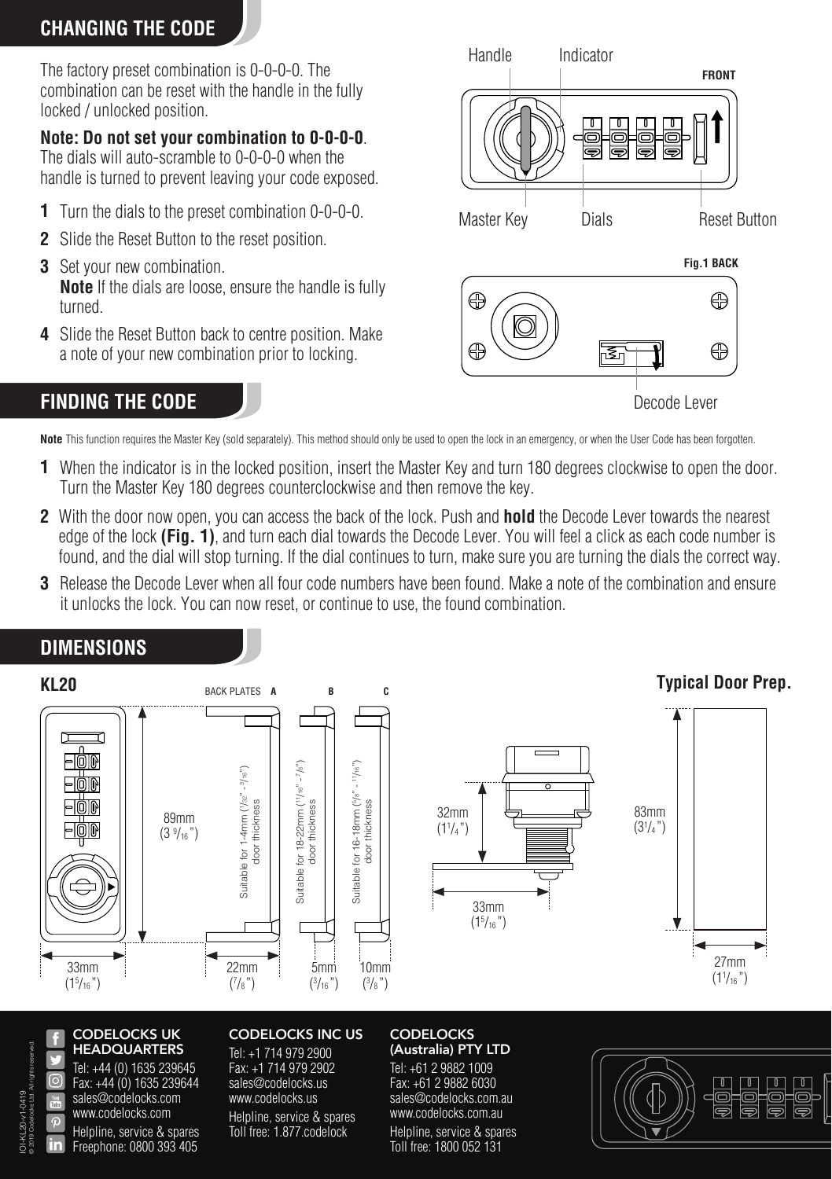## CHANGING THE CODE

The factory preset combination is 0-0-0-0. The combination can be reset with the handle in the fully locked / unlocked position.

**Note: Do not set your combination to 0-0-0-0**. The dials will auto-scramble to 0-0-0-0 when the handle is turned to prevent leaving your code exposed.

1. Turn the dials to the preset combination 0-0-0-0.
2. Slide the Reset Button to the reset position.
3. Set your new combination.
   **Note** If the dials are loose, ensure the handle is fully turned.
4. Slide the Reset Button back to centre position. Make a note of your new combination prior to locking.

Handle
Indicator
FRONT
Master Key
Dials
Reset Button

Fig.1 BACK
Decode Lever

## FINDING THE CODE

**Note** This function requires the Master Key (sold separately). This method should only be used to open the lock in an emergency, or when the User Code has been forgotten.

1. When the indicator is in the locked position, insert the Master Key and turn 180 degrees clockwise to open the door. Turn the Master Key 180 degrees counterclockwise and then remove the key.
2. With the door now open, you can access the back of the lock. Push and **hold** the Decode Lever towards the nearest edge of the lock **(Fig. 1)**, and turn each dial towards the Decode Lever. You will feel a click as each code number is found, and the dial will stop turning. If the dial continues to turn, make sure you are turning the dials the correct way.
3. Release the Decode Lever when all four code numbers have been found. Make a note of the combination and ensure it unlocks the lock. You can now reset, or continue to use, the found combination.

## DIMENSIONS

### KL20

BACK PLATES A B C

89mm (3 9/16")

33mm (1 5/16")

A: Suitable for 1-4mm (1/32" - 3/16") door thickness — 22mm (7/8")

B: Suitable for 18-22mm (11/16" - 7/8") door thickness — 5mm (3/16")

C: Suitable for 16-18mm (5/8" - 11/16") door thickness — 10mm (3/8")

32mm (1 1/4")

33mm (1 5/16")

### Typical Door Prep.

83mm (3 1/4")

27mm (1 1/16")

**CODELOCKS UK HEADQUARTERS**
Tel: +44 (0) 1635 239645
Fax: +44 (0) 1635 239644
sales@codelocks.com
www.codelocks.com
Helpline, service & spares
Freephone: 0800 393 405

**CODELOCKS INC US**
Tel: +1 714 979 2900
Fax: +1 714 979 2902
sales@codelocks.us
www.codelocks.us
Helpline, service & spares
Toll free: 1.877.codelock

**CODELOCKS (Australia) PTY LTD**
Tel: +61 2 9882 1009
Fax: +61 2 9882 6030
sales@codelocks.com.au
www.codelocks.com.au
Helpline, service & spares
Toll free: 1800 052 131

IOI-KL20-v1-0419
© 2019 Codelocks Ltd. All rights reserved.